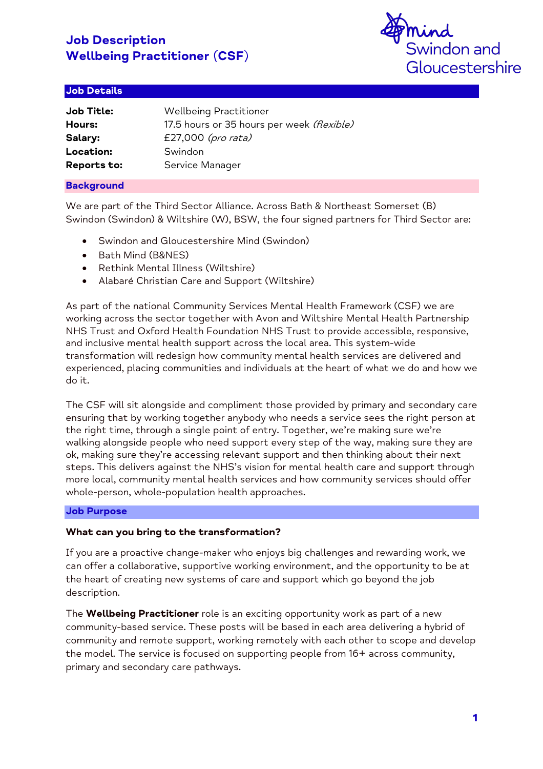# Job Description
# Wellbeing Practitioner (CSF)

Mind Swindon and Gloucestershire

## Job Details

| | |
|---|---|
| **Job Title:** | Wellbeing Practitioner |
| **Hours:** | 17.5 hours or 35 hours per week *(flexible)* |
| **Salary:** | £27,000 *(pro rata)* |
| **Location:** | Swindon |
| **Reports to:** | Service Manager |

## Background

We are part of the Third Sector Alliance. Across Bath & Northeast Somerset (B) Swindon (Swindon) & Wiltshire (W), BSW, the four signed partners for Third Sector are:

- Swindon and Gloucestershire Mind (Swindon)
- Bath Mind (B&NES)
- Rethink Mental Illness (Wiltshire)
- Alabaré Christian Care and Support (Wiltshire)

As part of the national Community Services Mental Health Framework (CSF) we are working across the sector together with Avon and Wiltshire Mental Health Partnership NHS Trust and Oxford Health Foundation NHS Trust to provide accessible, responsive, and inclusive mental health support across the local area. This system-wide transformation will redesign how community mental health services are delivered and experienced, placing communities and individuals at the heart of what we do and how we do it.

The CSF will sit alongside and compliment those provided by primary and secondary care ensuring that by working together anybody who needs a service sees the right person at the right time, through a single point of entry. Together, we're making sure we're walking alongside people who need support every step of the way, making sure they are ok, making sure they're accessing relevant support and then thinking about their next steps. This delivers against the NHS's vision for mental health care and support through more local, community mental health services and how community services should offer whole-person, whole-population health approaches.

## Job Purpose

**What can you bring to the transformation?**

If you are a proactive change-maker who enjoys big challenges and rewarding work, we can offer a collaborative, supportive working environment, and the opportunity to be at the heart of creating new systems of care and support which go beyond the job description.

The **Wellbeing Practitioner** role is an exciting opportunity work as part of a new community-based service. These posts will be based in each area delivering a hybrid of community and remote support, working remotely with each other to scope and develop the model. The service is focused on supporting people from 16+ across community, primary and secondary care pathways.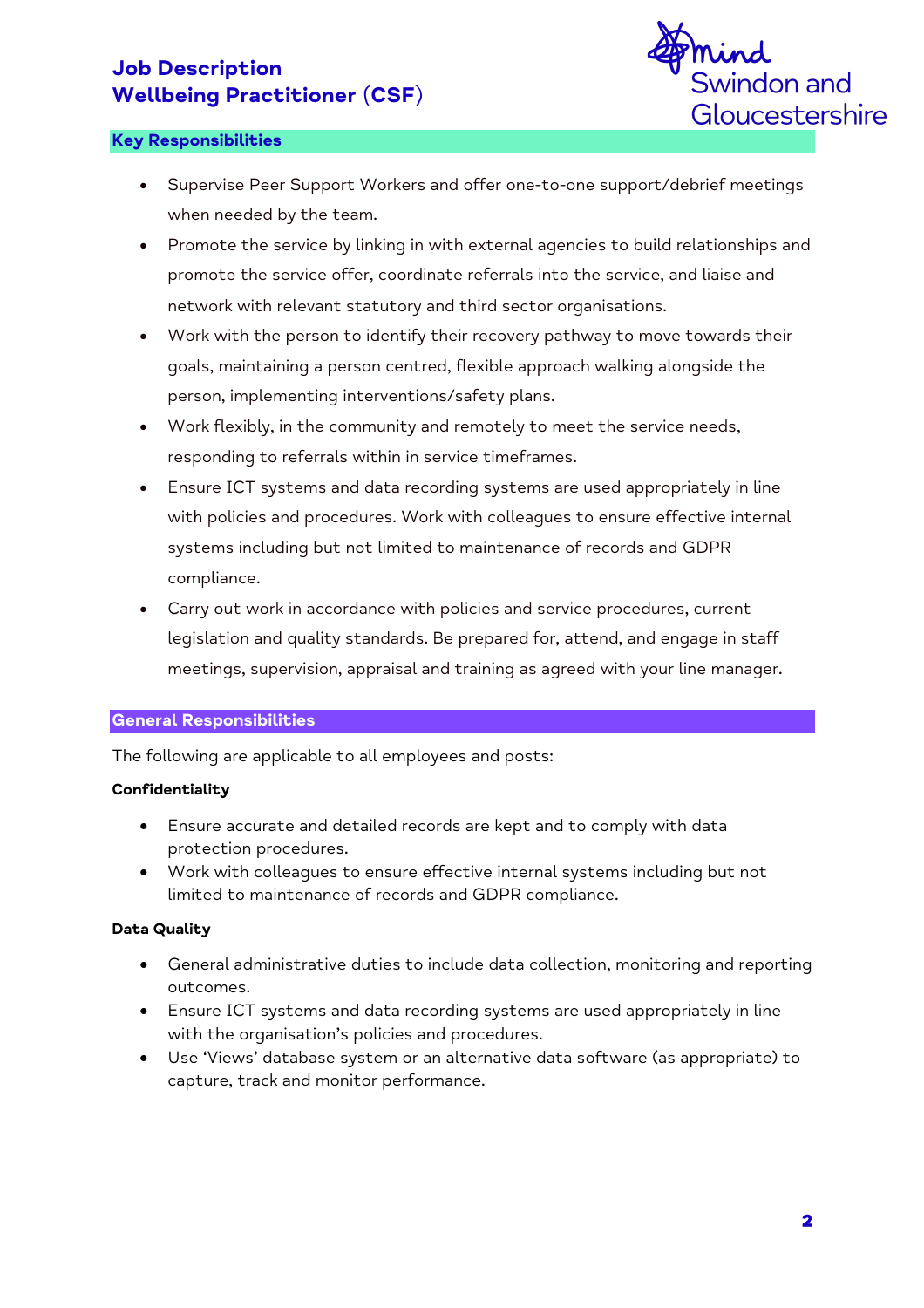## Key Responsibilities

- Supervise Peer Support Workers and offer one-to-one support/debrief meetings when needed by the team.
- Promote the service by linking in with external agencies to build relationships and promote the service offer, coordinate referrals into the service, and liaise and network with relevant statutory and third sector organisations.
- Work with the person to identify their recovery pathway to move towards their goals, maintaining a person centred, flexible approach walking alongside the person, implementing interventions/safety plans.
- Work flexibly, in the community and remotely to meet the service needs, responding to referrals within in service timeframes.
- Ensure ICT systems and data recording systems are used appropriately in line with policies and procedures. Work with colleagues to ensure effective internal systems including but not limited to maintenance of records and GDPR compliance.
- Carry out work in accordance with policies and service procedures, current legislation and quality standards. Be prepared for, attend, and engage in staff meetings, supervision, appraisal and training as agreed with your line manager.

## General Responsibilities

The following are applicable to all employees and posts:

**Confidentiality**

- Ensure accurate and detailed records are kept and to comply with data protection procedures.
- Work with colleagues to ensure effective internal systems including but not limited to maintenance of records and GDPR compliance.

**Data Quality**

- General administrative duties to include data collection, monitoring and reporting outcomes.
- Ensure ICT systems and data recording systems are used appropriately in line with the organisation's policies and procedures.
- Use 'Views' database system or an alternative data software (as appropriate) to capture, track and monitor performance.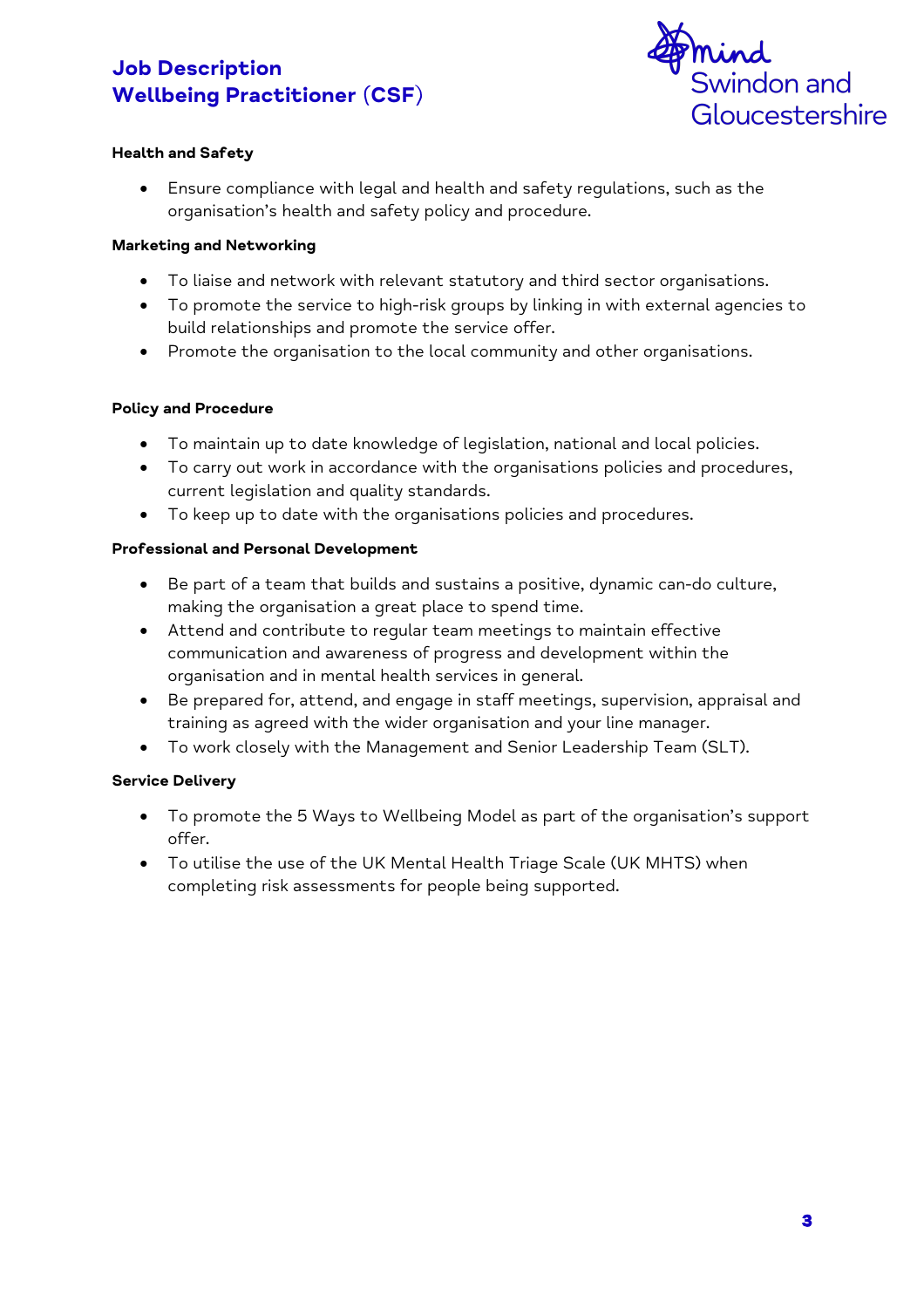### Health and Safety

- Ensure compliance with legal and health and safety regulations, such as the organisation's health and safety policy and procedure.

### Marketing and Networking

- To liaise and network with relevant statutory and third sector organisations.
- To promote the service to high-risk groups by linking in with external agencies to build relationships and promote the service offer.
- Promote the organisation to the local community and other organisations.

### Policy and Procedure

- To maintain up to date knowledge of legislation, national and local policies.
- To carry out work in accordance with the organisations policies and procedures, current legislation and quality standards.
- To keep up to date with the organisations policies and procedures.

### Professional and Personal Development

- Be part of a team that builds and sustains a positive, dynamic can-do culture, making the organisation a great place to spend time.
- Attend and contribute to regular team meetings to maintain effective communication and awareness of progress and development within the organisation and in mental health services in general.
- Be prepared for, attend, and engage in staff meetings, supervision, appraisal and training as agreed with the wider organisation and your line manager.
- To work closely with the Management and Senior Leadership Team (SLT).

### Service Delivery

- To promote the 5 Ways to Wellbeing Model as part of the organisation's support offer.
- To utilise the use of the UK Mental Health Triage Scale (UK MHTS) when completing risk assessments for people being supported.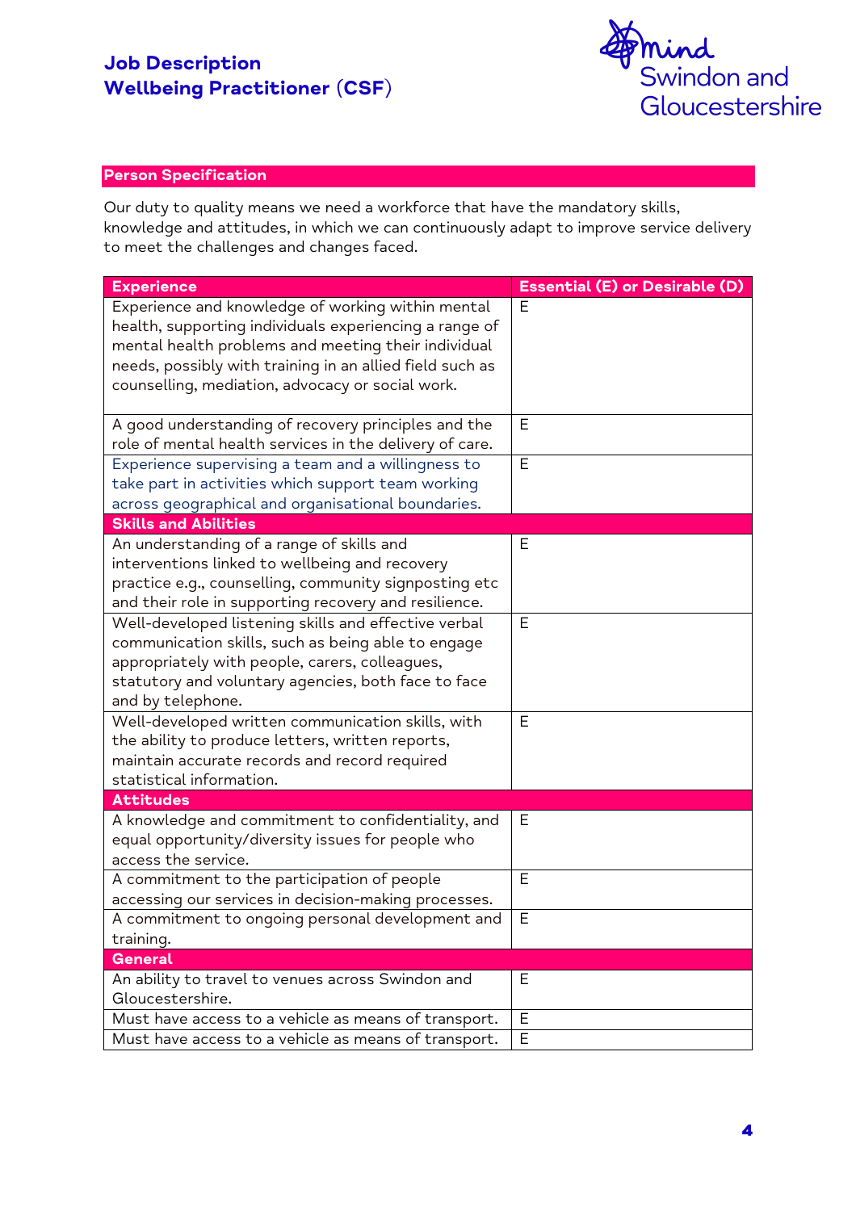## Person Specification

Our duty to quality means we need a workforce that have the mandatory skills, knowledge and attitudes, in which we can continuously adapt to improve service delivery to meet the challenges and changes faced.

| Experience | Essential (E) or Desirable (D) |
|---|---|
| Experience and knowledge of working within mental health, supporting individuals experiencing a range of mental health problems and meeting their individual needs, possibly with training in an allied field such as counselling, mediation, advocacy or social work. | E |
| A good understanding of recovery principles and the role of mental health services in the delivery of care. | E |
| Experience supervising a team and a willingness to take part in activities which support team working across geographical and organisational boundaries. | E |
| **Skills and Abilities** | |
| An understanding of a range of skills and interventions linked to wellbeing and recovery practice e.g., counselling, community signposting etc and their role in supporting recovery and resilience. | E |
| Well-developed listening skills and effective verbal communication skills, such as being able to engage appropriately with people, carers, colleagues, statutory and voluntary agencies, both face to face and by telephone. | E |
| Well-developed written communication skills, with the ability to produce letters, written reports, maintain accurate records and record required statistical information. | E |
| **Attitudes** | |
| A knowledge and commitment to confidentiality, and equal opportunity/diversity issues for people who access the service. | E |
| A commitment to the participation of people accessing our services in decision-making processes. | E |
| A commitment to ongoing personal development and training. | E |
| **General** | |
| An ability to travel to venues across Swindon and Gloucestershire. | E |
| Must have access to a vehicle as means of transport. | E |
| Must have access to a vehicle as means of transport. | E |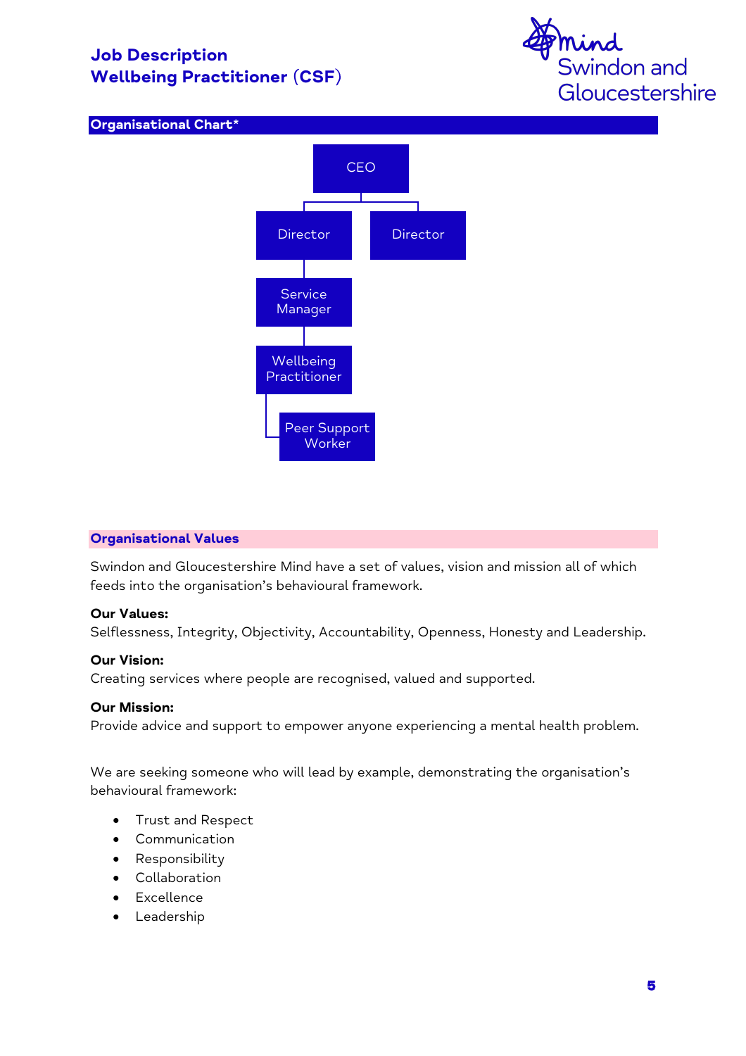# Job Description
## Wellbeing Practitioner (CSF)

Mind Swindon and Gloucestershire

### Organisational Chart*

- CEO
  - Director
    - Service Manager
      - Wellbeing Practitioner
        - Peer Support Worker
  - Director

### Organisational Values

Swindon and Gloucestershire Mind have a set of values, vision and mission all of which feeds into the organisation's behavioural framework.

**Our Values:**
Selflessness, Integrity, Objectivity, Accountability, Openness, Honesty and Leadership.

**Our Vision:**
Creating services where people are recognised, valued and supported.

**Our Mission:**
Provide advice and support to empower anyone experiencing a mental health problem.

We are seeking someone who will lead by example, demonstrating the organisation's behavioural framework:

- Trust and Respect
- Communication
- Responsibility
- Collaboration
- Excellence
- Leadership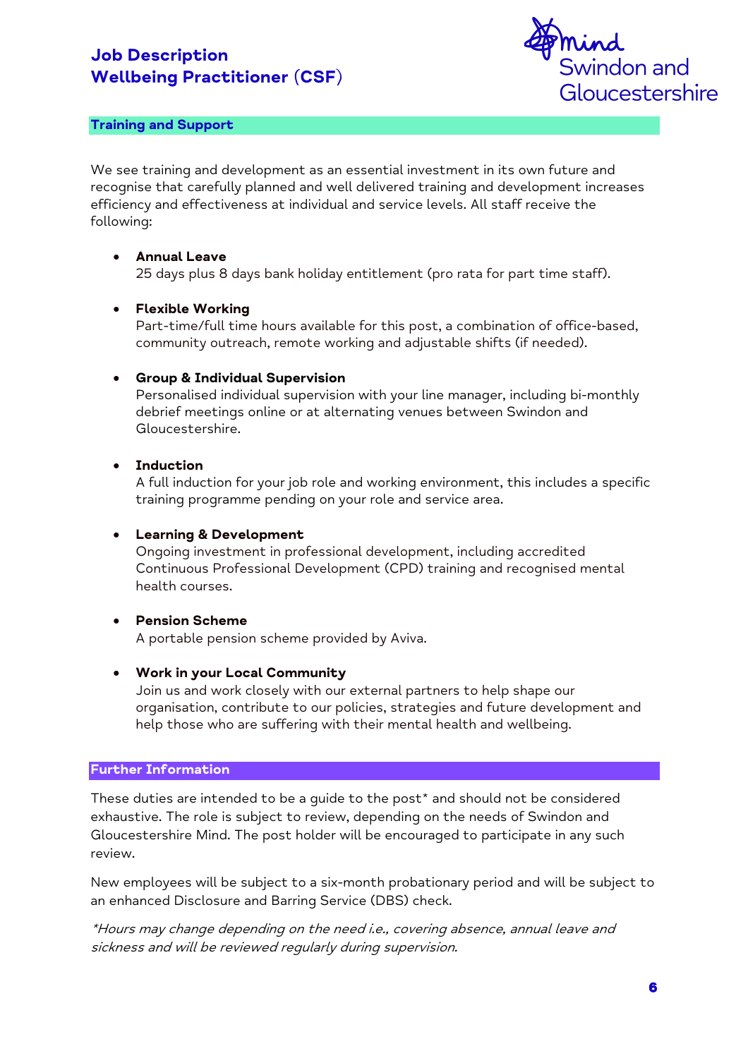## Training and Support

We see training and development as an essential investment in its own future and recognise that carefully planned and well delivered training and development increases efficiency and effectiveness at individual and service levels. All staff receive the following:

- **Annual Leave**
  25 days plus 8 days bank holiday entitlement (pro rata for part time staff).

- **Flexible Working**
  Part-time/full time hours available for this post, a combination of office-based, community outreach, remote working and adjustable shifts (if needed).

- **Group & Individual Supervision**
  Personalised individual supervision with your line manager, including bi-monthly debrief meetings online or at alternating venues between Swindon and Gloucestershire.

- **Induction**
  A full induction for your job role and working environment, this includes a specific training programme pending on your role and service area.

- **Learning & Development**
  Ongoing investment in professional development, including accredited Continuous Professional Development (CPD) training and recognised mental health courses.

- **Pension Scheme**
  A portable pension scheme provided by Aviva.

- **Work in your Local Community**
  Join us and work closely with our external partners to help shape our organisation, contribute to our policies, strategies and future development and help those who are suffering with their mental health and wellbeing.

## Further Information

These duties are intended to be a guide to the post* and should not be considered exhaustive. The role is subject to review, depending on the needs of Swindon and Gloucestershire Mind. The post holder will be encouraged to participate in any such review.

New employees will be subject to a six-month probationary period and will be subject to an enhanced Disclosure and Barring Service (DBS) check.

*\*Hours may change depending on the need i.e., covering absence, annual leave and sickness and will be reviewed regularly during supervision.*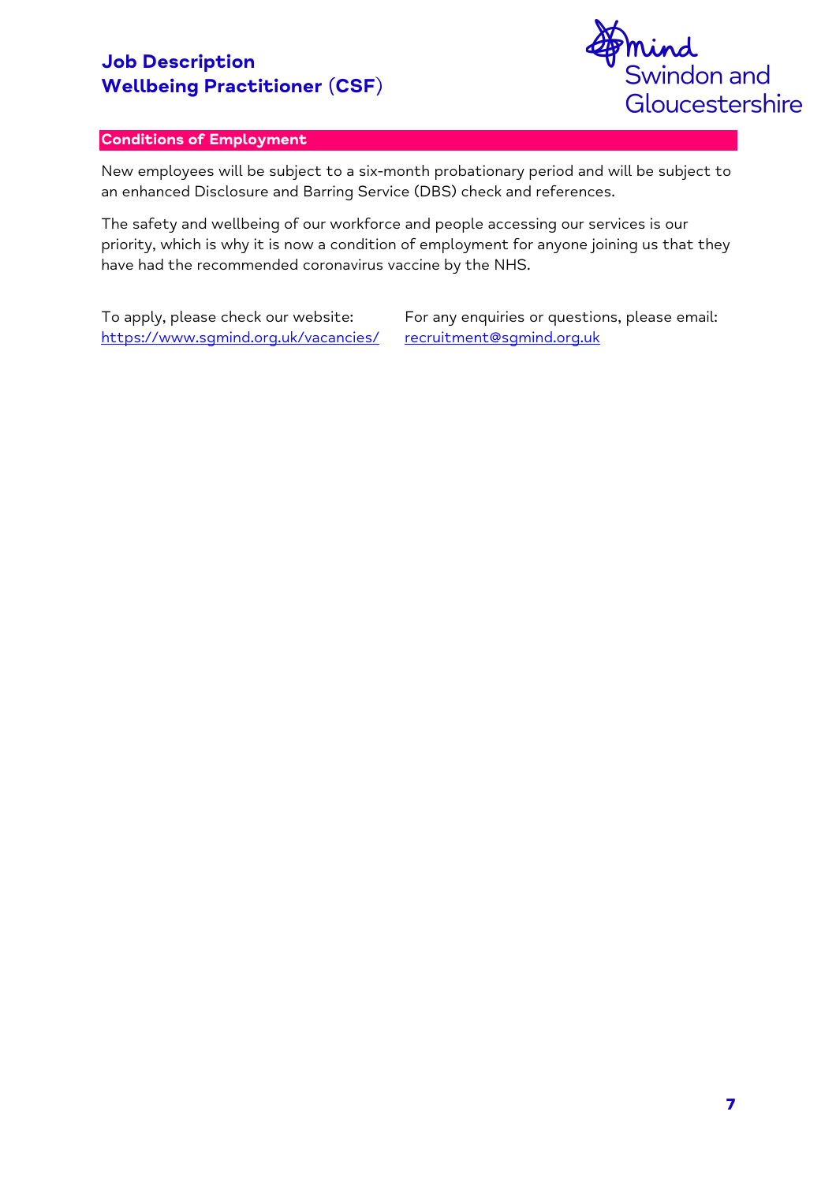## Conditions of Employment

New employees will be subject to a six-month probationary period and will be subject to an enhanced Disclosure and Barring Service (DBS) check and references.

The safety and wellbeing of our workforce and people accessing our services is our priority, which is why it is now a condition of employment for anyone joining us that they have had the recommended coronavirus vaccine by the NHS.

To apply, please check our website: https://www.sgmind.org.uk/vacancies/

For any enquiries or questions, please email: recruitment@sgmind.org.uk